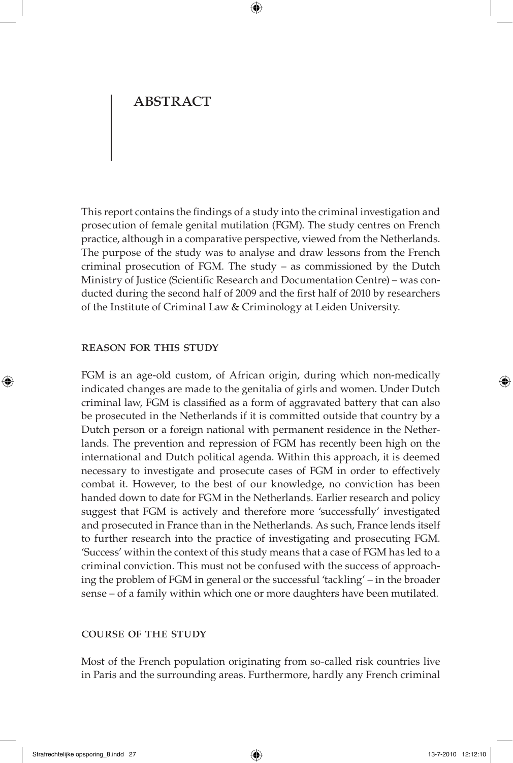# ABSTRACT

This report contains the findings of a study into the criminal investigation and prosecution of female genital mutilation (FGM). The study centres on French practice, although in a comparative perspective, viewed from the Netherlands. The purpose of the study was to analyse and draw lessons from the French criminal prosecution of FGM. The study – as commissioned by the Dutch Ministry of Justice (Scientific Research and Documentation Centre) – was conducted during the second half of 2009 and the first half of 2010 by researchers of the Institute of Criminal Law & Criminology at Leiden University.

## REASON FOR THIS STUDY

FGM is an age-old custom, of African origin, during which non-medically indicated changes are made to the genitalia of girls and women. Under Dutch criminal law, FGM is classified as a form of aggravated battery that can also be prosecuted in the Netherlands if it is committed outside that country by a Dutch person or a foreign national with permanent residence in the Netherlands. The prevention and repression of FGM has recently been high on the international and Dutch political agenda. Within this approach, it is deemed necessary to investigate and prosecute cases of FGM in order to effectively combat it. However, to the best of our knowledge, no conviction has been handed down to date for FGM in the Netherlands. Earlier research and policy suggest that FGM is actively and therefore more 'successfully' investigated and prosecuted in France than in the Netherlands. As such, France lends itself to further research into the practice of investigating and prosecuting FGM. 'Success' within the context of this study means that a case of FGM has led to a criminal conviction. This must not be confused with the success of approaching the problem of FGM in general or the successful 'tackling' – in the broader sense – of a family within which one or more daughters have been mutilated.

## COURSE OF THE STUDY

Most of the French population originating from so-called risk countries live in Paris and the surrounding areas. Furthermore, hardly any French criminal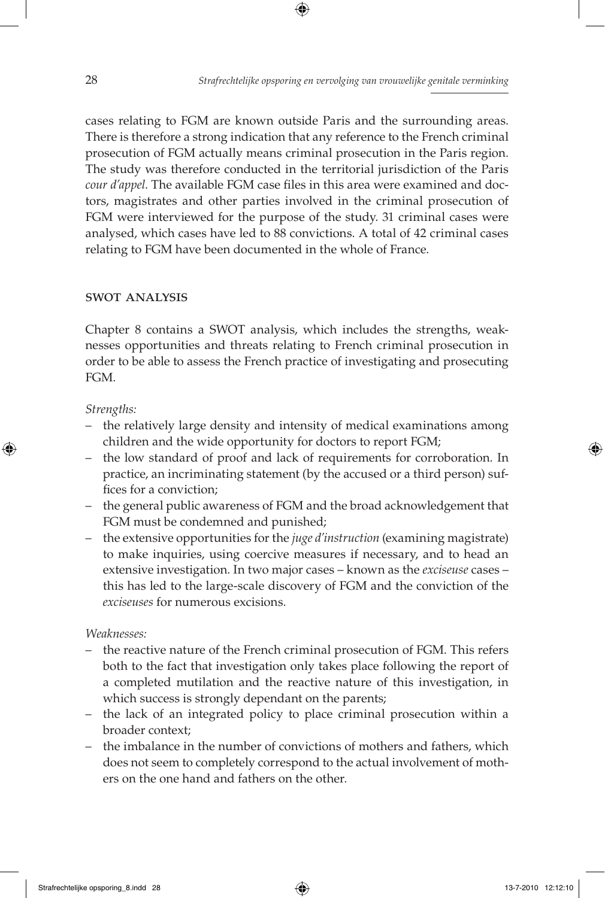cases relating to FGM are known outside Paris and the surrounding areas. There is therefore a strong indication that any reference to the French criminal prosecution of FGM actually means criminal prosecution in the Paris region. The study was therefore conducted in the territorial jurisdiction of the Paris *cour d'appel*. The available FGM case files in this area were examined and doctors, magistrates and other parties involved in the criminal prosecution of FGM were interviewed for the purpose of the study. 31 criminal cases were analysed, which cases have led to 88 convictions. A total of 42 criminal cases relating to FGM have been documented in the whole of France.

## SWOT ANALYSIS

Chapter 8 contains a SWOT analysis, which includes the strengths, weaknesses opportunities and threats relating to French criminal prosecution in order to be able to assess the French practice of investigating and prosecuting FGM.

*Strengths:*

- the relatively large density and intensity of medical examinations among children and the wide opportunity for doctors to report FGM;
- the low standard of proof and lack of requirements for corroboration. In practice, an incriminating statement (by the accused or a third person) suffices for a conviction;
- the general public awareness of FGM and the broad acknowledgement that FGM must be condemned and punished;
- the extensive opportunities for the *juge d'instruction* (examining magistrate) to make inquiries, using coercive measures if necessary, and to head an extensive investigation. In two major cases – known as the *exciseuse* cases – this has led to the large-scale discovery of FGM and the conviction of the *exciseuses* for numerous excisions.

*Weaknesses:*

- the reactive nature of the French criminal prosecution of FGM. This refers both to the fact that investigation only takes place following the report of a completed mutilation and the reactive nature of this investigation, in which success is strongly dependant on the parents;
- the lack of an integrated policy to place criminal prosecution within a broader context;
- the imbalance in the number of convictions of mothers and fathers, which does not seem to completely correspond to the actual involvement of mothers on the one hand and fathers on the other.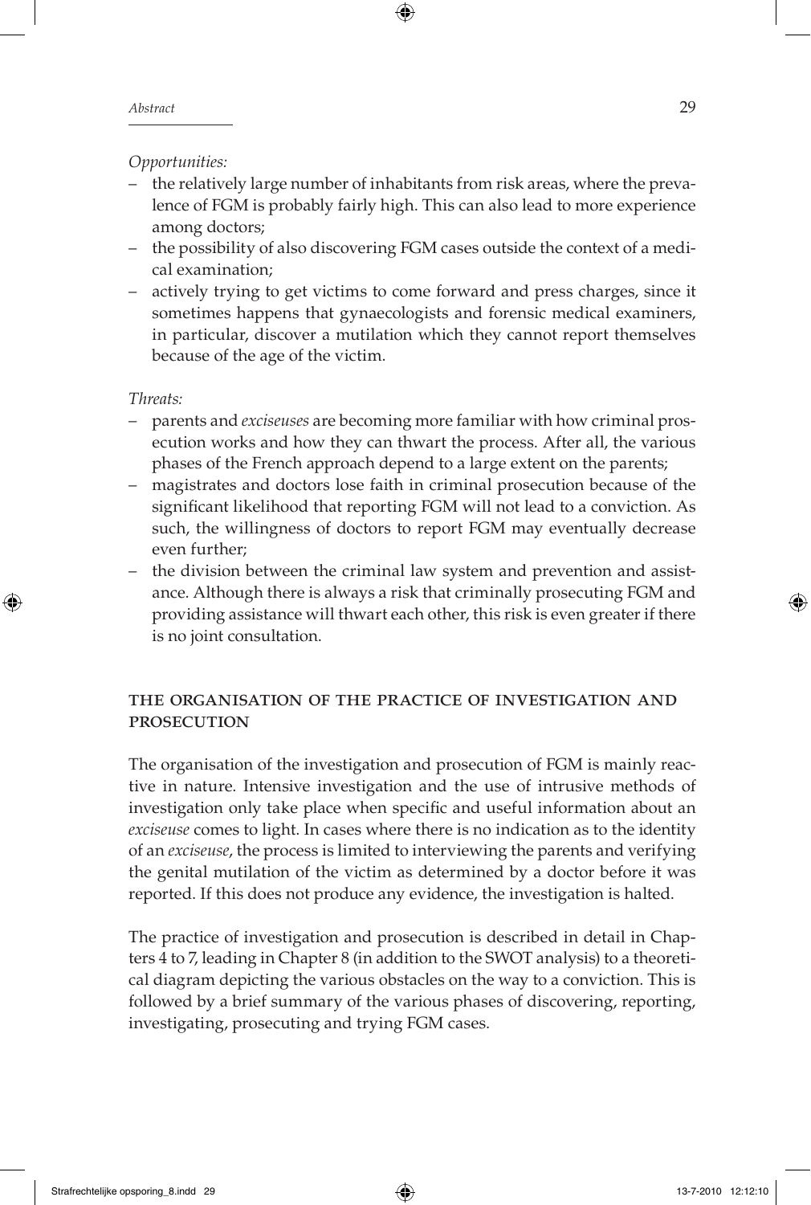*Opportunities:*

- the relatively large number of inhabitants from risk areas, where the prevalence of FGM is probably fairly high. This can also lead to more experience among doctors;
- the possibility of also discovering FGM cases outside the context of a medical examination;
- actively trying to get victims to come forward and press charges, since it sometimes happens that gynaecologists and forensic medical examiners, in particular, discover a mutilation which they cannot report themselves because of the age of the victim.

*Threats:*

- parents and *exciseuses* are becoming more familiar with how criminal prosecution works and how they can thwart the process. After all, the various phases of the French approach depend to a large extent on the parents;
- magistrates and doctors lose faith in criminal prosecution because of the significant likelihood that reporting FGM will not lead to a conviction. As such, the willingness of doctors to report FGM may eventually decrease even further;
- the division between the criminal law system and prevention and assistance. Although there is always a risk that criminally prosecuting FGM and providing assistance will thwart each other, this risk is even greater if there is no joint consultation.

## THE ORGANISATION OF THE PRACTICE OF INVESTIGATION AND PROSECUTION

The organisation of the investigation and prosecution of FGM is mainly reactive in nature. Intensive investigation and the use of intrusive methods of investigation only take place when specific and useful information about an *exciseuse* comes to light. In cases where there is no indication as to the identity of an *exciseuse*, the process is limited to interviewing the parents and verifying the genital mutilation of the victim as determined by a doctor before it was reported. If this does not produce any evidence, the investigation is halted.

The practice of investigation and prosecution is described in detail in Chapters 4 to 7, leading in Chapter 8 (in addition to the SWOT analysis) to a theoretical diagram depicting the various obstacles on the way to a conviction. This is followed by a brief summary of the various phases of discovering, reporting, investigating, prosecuting and trying FGM cases.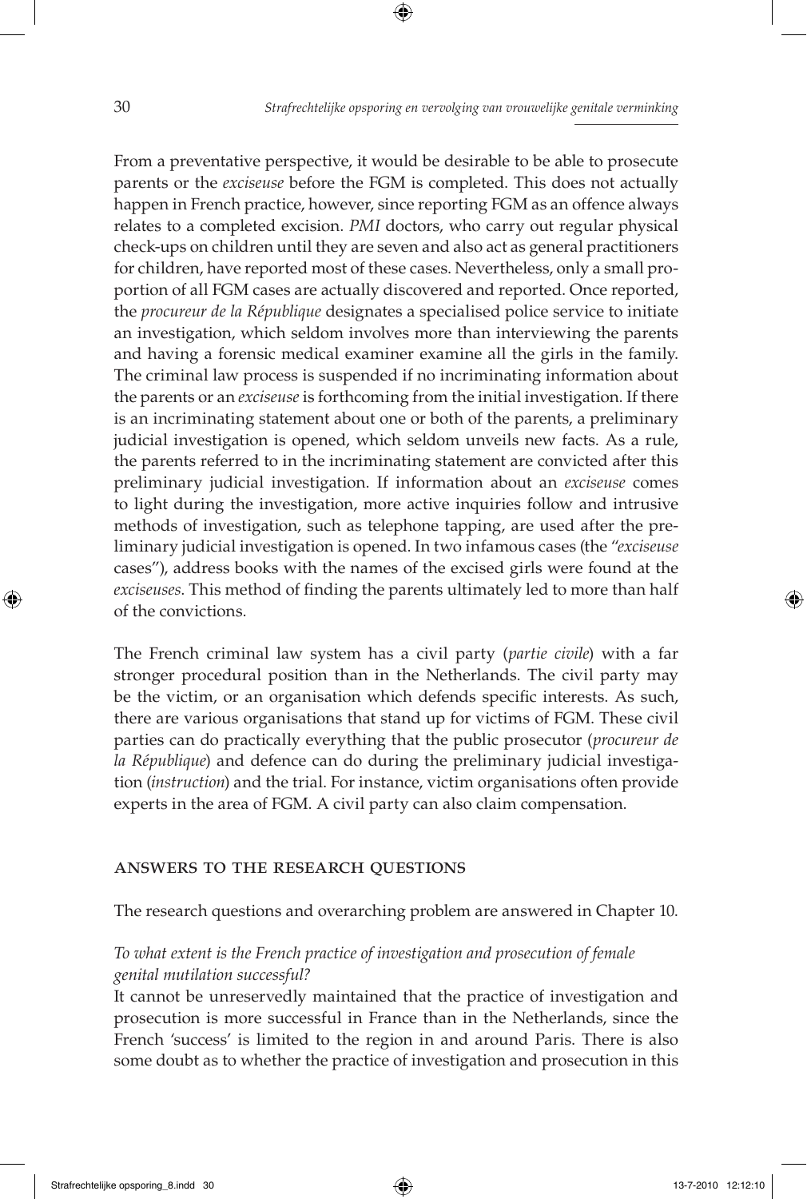From a preventative perspective, it would be desirable to be able to prosecute parents or the *exciseuse* before the FGM is completed. This does not actually happen in French practice, however, since reporting FGM as an offence always relates to a completed excision. *PMI* doctors, who carry out regular physical check-ups on children until they are seven and also act as general practitioners for children, have reported most of these cases. Nevertheless, only a small proportion of all FGM cases are actually discovered and reported. Once reported, the *procureur de la République* designates a specialised police service to initiate an investigation, which seldom involves more than interviewing the parents and having a forensic medical examiner examine all the girls in the family. The criminal law process is suspended if no incriminating information about the parents or an *exciseuse* is forthcoming from the initial investigation. If there is an incriminating statement about one or both of the parents, a preliminary judicial investigation is opened, which seldom unveils new facts. As a rule, the parents referred to in the incriminating statement are convicted after this preliminary judicial investigation. If information about an *exciseuse* comes to light during the investigation, more active inquiries follow and intrusive methods of investigation, such as telephone tapping, are used after the preliminary judicial investigation is opened. In two infamous cases (the "*exciseuse* cases"), address books with the names of the excised girls were found at the *exciseuses*. This method of finding the parents ultimately led to more than half of the convictions.

The French criminal law system has a civil party (*partie civile*) with a far stronger procedural position than in the Netherlands. The civil party may be the victim, or an organisation which defends specific interests. As such, there are various organisations that stand up for victims of FGM. These civil parties can do practically everything that the public prosecutor (*procureur de la République*) and defence can do during the preliminary judicial investigation (*instruction*) and the trial. For instance, victim organisations often provide experts in the area of FGM. A civil party can also claim compensation.

## ANSWERS TO THE RESEARCH QUESTIONS

The research questions and overarching problem are answered in Chapter 10.

*To what extent is the French practice of investigation and prosecution of female genital mutilation successful?*

It cannot be unreservedly maintained that the practice of investigation and prosecution is more successful in France than in the Netherlands, since the French 'success' is limited to the region in and around Paris. There is also some doubt as to whether the practice of investigation and prosecution in this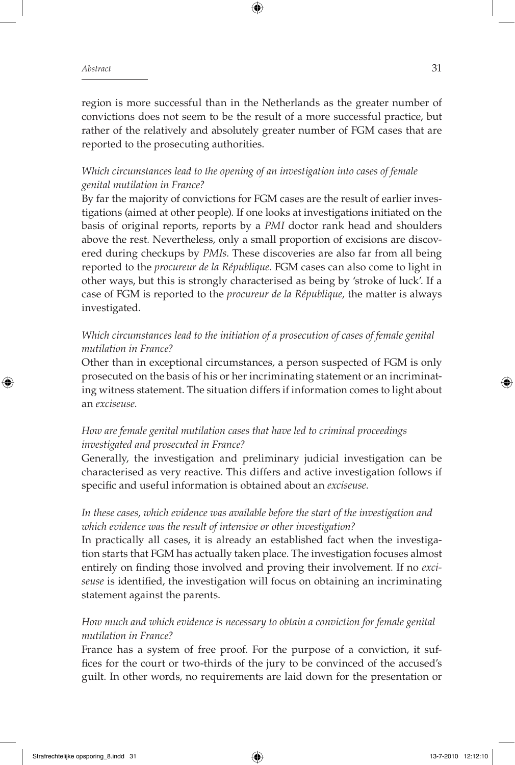region is more successful than in the Netherlands as the greater number of convictions does not seem to be the result of a more successful practice, but rather of the relatively and absolutely greater number of FGM cases that are reported to the prosecuting authorities.

*Which circumstances lead to the opening of an investigation into cases of female genital mutilation in France?*

By far the majority of convictions for FGM cases are the result of earlier investigations (aimed at other people). If one looks at investigations initiated on the basis of original reports, reports by a *PMI* doctor rank head and shoulders above the rest. Nevertheless, only a small proportion of excisions are discovered during checkups by *PMIs*. These discoveries are also far from all being reported to the *procureur de la République*. FGM cases can also come to light in other ways, but this is strongly characterised as being by 'stroke of luck'. If a case of FGM is reported to the *procureur de la République,* the matter is always investigated.

*Which circumstances lead to the initiation of a prosecution of cases of female genital mutilation in France?*

Other than in exceptional circumstances, a person suspected of FGM is only prosecuted on the basis of his or her incriminating statement or an incriminating witness statement. The situation differs if information comes to light about an *exciseuse*.

*How are female genital mutilation cases that have led to criminal proceedings investigated and prosecuted in France?*

Generally, the investigation and preliminary judicial investigation can be characterised as very reactive. This differs and active investigation follows if specific and useful information is obtained about an *exciseuse*.

*In these cases, which evidence was available before the start of the investigation and which evidence was the result of intensive or other investigation?*

In practically all cases, it is already an established fact when the investigation starts that FGM has actually taken place. The investigation focuses almost entirely on finding those involved and proving their involvement. If no *exciseuse* is identified, the investigation will focus on obtaining an incriminating statement against the parents.

*How much and which evidence is necessary to obtain a conviction for female genital mutilation in France?*

France has a system of free proof. For the purpose of a conviction, it suffices for the court or two-thirds of the jury to be convinced of the accused's guilt. In other words, no requirements are laid down for the presentation or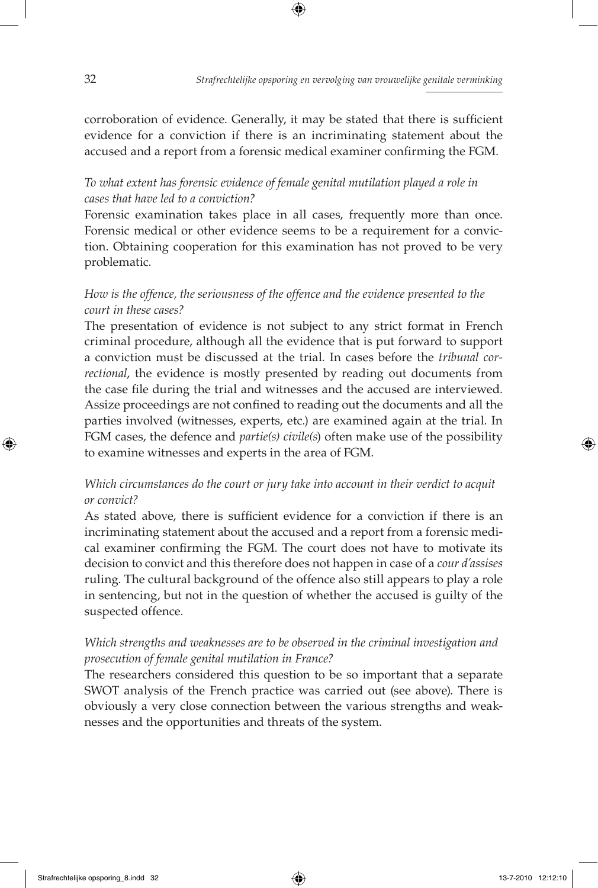corroboration of evidence. Generally, it may be stated that there is sufficient evidence for a conviction if there is an incriminating statement about the accused and a report from a forensic medical examiner confirming the FGM.

*To what extent has forensic evidence of female genital mutilation played a role in cases that have led to a conviction?*

Forensic examination takes place in all cases, frequently more than once. Forensic medical or other evidence seems to be a requirement for a conviction. Obtaining cooperation for this examination has not proved to be very problematic.

*How is the offence, the seriousness of the offence and the evidence presented to the court in these cases?*

The presentation of evidence is not subject to any strict format in French criminal procedure, although all the evidence that is put forward to support a conviction must be discussed at the trial. In cases before the *tribunal correctional*, the evidence is mostly presented by reading out documents from the case file during the trial and witnesses and the accused are interviewed. Assize proceedings are not confined to reading out the documents and all the parties involved (witnesses, experts, etc.) are examined again at the trial. In FGM cases, the defence and *partie(s) civile(s*) often make use of the possibility to examine witnesses and experts in the area of FGM.

*Which circumstances do the court or jury take into account in their verdict to acquit or convict?*

As stated above, there is sufficient evidence for a conviction if there is an incriminating statement about the accused and a report from a forensic medical examiner confirming the FGM. The court does not have to motivate its decision to convict and this therefore does not happen in case of a *cour d'assises* ruling. The cultural background of the offence also still appears to play a role in sentencing, but not in the question of whether the accused is guilty of the suspected offence.

*Which strengths and weaknesses are to be observed in the criminal investigation and prosecution of female genital mutilation in France?*

The researchers considered this question to be so important that a separate SWOT analysis of the French practice was carried out (see above). There is obviously a very close connection between the various strengths and weaknesses and the opportunities and threats of the system.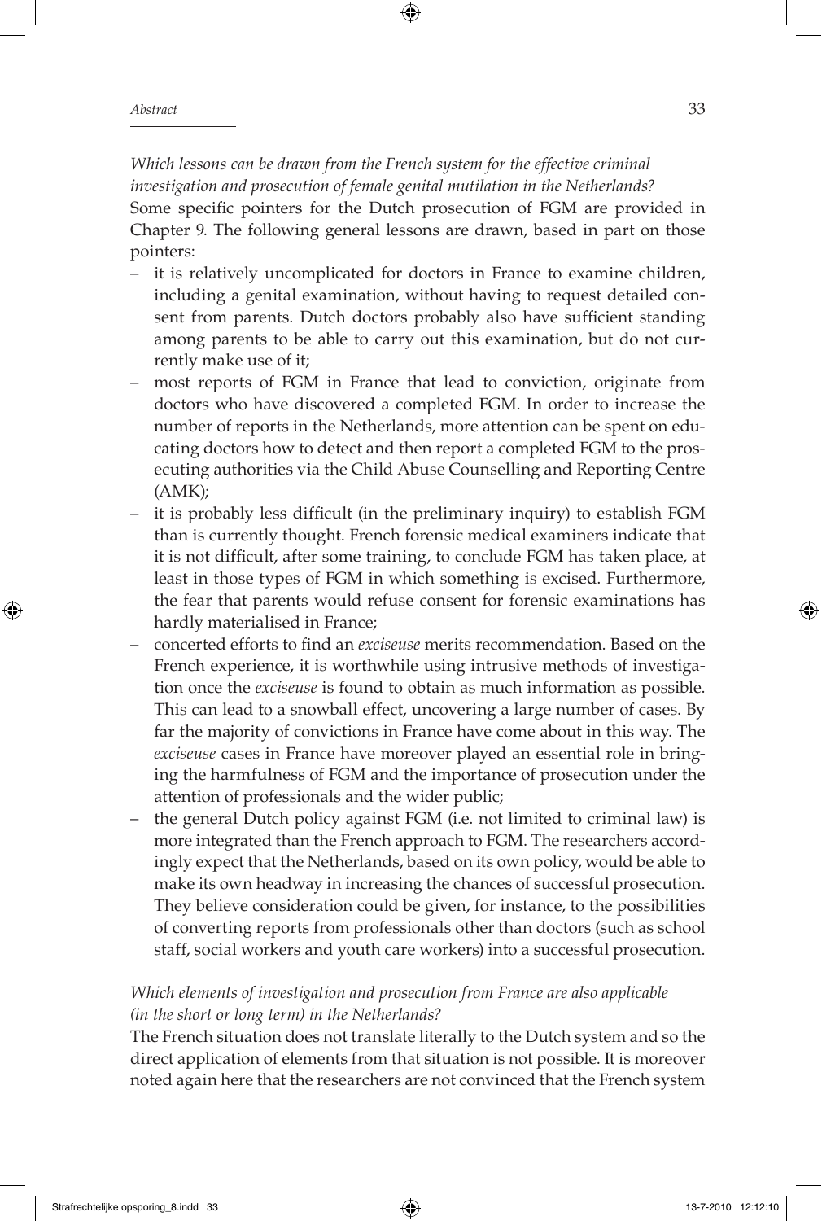*Which lessons can be drawn from the French system for the effective criminal investigation and prosecution of female genital mutilation in the Netherlands?*

Some specific pointers for the Dutch prosecution of FGM are provided in Chapter 9. The following general lessons are drawn, based in part on those pointers:

- it is relatively uncomplicated for doctors in France to examine children, including a genital examination, without having to request detailed consent from parents. Dutch doctors probably also have sufficient standing among parents to be able to carry out this examination, but do not currently make use of it;
- most reports of FGM in France that lead to conviction, originate from doctors who have discovered a completed FGM. In order to increase the number of reports in the Netherlands, more attention can be spent on educating doctors how to detect and then report a completed FGM to the prosecuting authorities via the Child Abuse Counselling and Reporting Centre (AMK);
- it is probably less difficult (in the preliminary inquiry) to establish FGM than is currently thought. French forensic medical examiners indicate that it is not difficult, after some training, to conclude FGM has taken place, at least in those types of FGM in which something is excised. Furthermore, the fear that parents would refuse consent for forensic examinations has hardly materialised in France;
- concerted efforts to find an *exciseuse* merits recommendation. Based on the French experience, it is worthwhile using intrusive methods of investigation once the *exciseuse* is found to obtain as much information as possible. This can lead to a snowball effect, uncovering a large number of cases. By far the majority of convictions in France have come about in this way. The *exciseuse* cases in France have moreover played an essential role in bringing the harmfulness of FGM and the importance of prosecution under the attention of professionals and the wider public;
- the general Dutch policy against FGM (i.e. not limited to criminal law) is more integrated than the French approach to FGM. The researchers accordingly expect that the Netherlands, based on its own policy, would be able to make its own headway in increasing the chances of successful prosecution. They believe consideration could be given, for instance, to the possibilities of converting reports from professionals other than doctors (such as school staff, social workers and youth care workers) into a successful prosecution.

*Which elements of investigation and prosecution from France are also applicable (in the short or long term) in the Netherlands?*

The French situation does not translate literally to the Dutch system and so the direct application of elements from that situation is not possible. It is moreover noted again here that the researchers are not convinced that the French system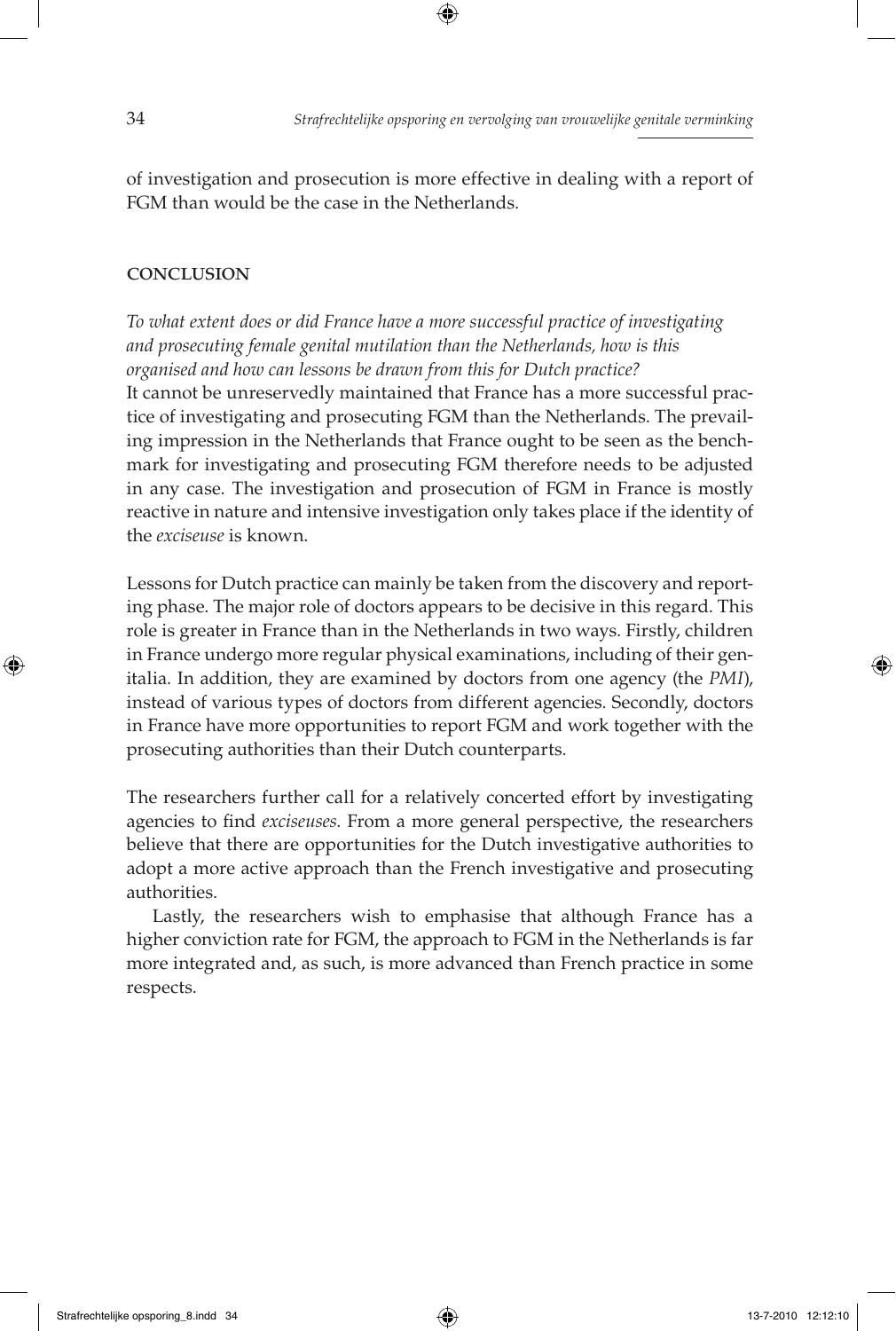of investigation and prosecution is more effective in dealing with a report of FGM than would be the case in the Netherlands.

## CONCLUSION

*To what extent does or did France have a more successful practice of investigating and prosecuting female genital mutilation than the Netherlands, how is this organised and how can lessons be drawn from this for Dutch practice?*

It cannot be unreservedly maintained that France has a more successful practice of investigating and prosecuting FGM than the Netherlands. The prevailing impression in the Netherlands that France ought to be seen as the benchmark for investigating and prosecuting FGM therefore needs to be adjusted in any case. The investigation and prosecution of FGM in France is mostly reactive in nature and intensive investigation only takes place if the identity of the *exciseuse* is known.

Lessons for Dutch practice can mainly be taken from the discovery and reporting phase. The major role of doctors appears to be decisive in this regard. This role is greater in France than in the Netherlands in two ways. Firstly, children in France undergo more regular physical examinations, including of their genitalia. In addition, they are examined by doctors from one agency (the *PMI*), instead of various types of doctors from different agencies. Secondly, doctors in France have more opportunities to report FGM and work together with the prosecuting authorities than their Dutch counterparts.

The researchers further call for a relatively concerted effort by investigating agencies to find *exciseuses*. From a more general perspective, the researchers believe that there are opportunities for the Dutch investigative authorities to adopt a more active approach than the French investigative and prosecuting authorities.

Lastly, the researchers wish to emphasise that although France has a higher conviction rate for FGM, the approach to FGM in the Netherlands is far more integrated and, as such, is more advanced than French practice in some respects.